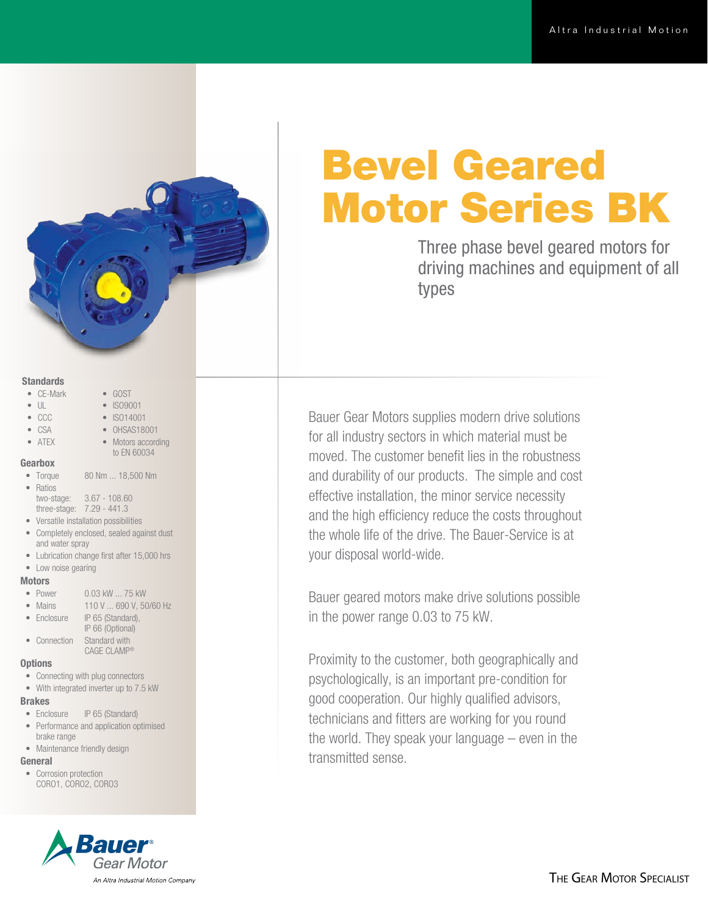# Bevel Geared Motor Series BK

Three phase bevel geared motors for driving machines and equipment of all types

Bauer Gear Motors supplies modern drive solutions for all industry sectors in which material must be moved. The customer benefit lies in the robustness and durability of our products. The simple and cost effective installation, the minor service necessity and the high efficiency reduce the costs throughout the whole life of the drive. The Bauer-Service is at your disposal world-wide.

Bauer geared motors make drive solutions possible in the power range 0.03 to 75 kW.

Proximity to the customer, both geographically and psychologically, is an important pre-condition for good cooperation. Our highly qualified advisors, technicians and fitters are working for you round the world. They speak your language – even in the transmitted sense.

### Standards

- CE-Mark
- UL
- CCC
- CSA
- ATEX
- GOST
- ISO9001
- ISO14001
- OHSAS18001
- Motors according to EN 60034

### Gearbox

- Torque: 80 Nm ... 18,500 Nm
- Ratios
  - two-stage: 3.67 - 108.60
  - three-stage: 7.29 - 441.3
- Versatile installation possibilities
- Completely enclosed, sealed against dust and water spray
- Lubrication change first after 15,000 hrs
- Low noise gearing

### Motors

- Power: 0.03 kW ... 75 kW
- Mains: 110 V ... 690 V, 50/60 Hz
- Enclosure: IP 65 (Standard), IP 66 (Optional)
- Connection: Standard with CAGE CLAMP®

### Options

- Connecting with plug connectors
- With integrated inverter up to 7.5 kW

### Brakes

- Enclosure: IP 65 (Standard)
- Performance and application optimised brake range
- Maintenance friendly design

### General

- Corrosion protection CORO1, CORO2, CORO3

Bauer® Gear Motor
*An Altra Industrial Motion Company*

THE GEAR MOTOR SPECIALIST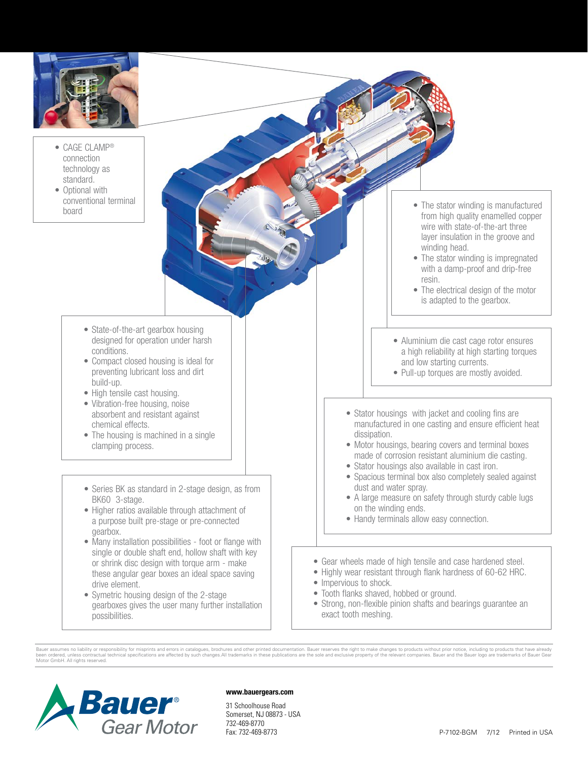- CAGE CLAMP® connection technology as standard.
- Optional with conventional terminal board

- The stator winding is manufactured from high quality enamelled copper wire with state-of-the-art three layer insulation in the groove and winding head.
- The stator winding is impregnated with a damp-proof and drip-free resin.
- The electrical design of the motor is adapted to the gearbox.

- State-of-the-art gearbox housing designed for operation under harsh conditions.
- Compact closed housing is ideal for preventing lubricant loss and dirt build-up.
- High tensile cast housing.
- Vibration-free housing, noise absorbent and resistant against chemical effects.
- The housing is machined in a single clamping process.

- Aluminium die cast cage rotor ensures a high reliability at high starting torques and low starting currents.
- Pull-up torques are mostly avoided.

- Stator housings with jacket and cooling fins are manufactured in one casting and ensure efficient heat dissipation.
- Motor housings, bearing covers and terminal boxes made of corrosion resistant aluminium die casting.
- Stator housings also available in cast iron.
- Spacious terminal box also completely sealed against dust and water spray.
- A large measure on safety through sturdy cable lugs on the winding ends.
- Handy terminals allow easy connection.

- Series BK as standard in 2-stage design, as from BK60 3-stage.
- Higher ratios available through attachment of a purpose built pre-stage or pre-connected gearbox.
- Many installation possibilities - foot or flange with single or double shaft end, hollow shaft with key or shrink disc design with torque arm - make these angular gear boxes an ideal space saving drive element.
- Symetric housing design of the 2-stage gearboxes gives the user many further installation possibilities.

- Gear wheels made of high tensile and case hardened steel.
- Highly wear resistant through flank hardness of 60-62 HRC.
- Impervious to shock.
- Tooth flanks shaved, hobbed or ground.
- Strong, non-flexible pinion shafts and bearings guarantee an exact tooth meshing.

Bauer assumes no liability or responsibility for misprints and errors in catalogues, brochures and other printed documentation. Bauer reserves the right to make changes to products without prior notice, including to products that have already been ordered, unless contractual technical specifications are affected by such changes.All trademarks in these publications are the sole and exclusive property of the relevant companies. Bauer and the Bauer logo are trademarks of Bauer Gear Motor GmbH. All rights reserved.

Bauer® Gear Motor

**www.bauergears.com**

31 Schoolhouse Road
Somerset, NJ 08873 - USA
732-469-8770
Fax: 732-469-8773

P-7102-BGM 7/12 Printed in USA